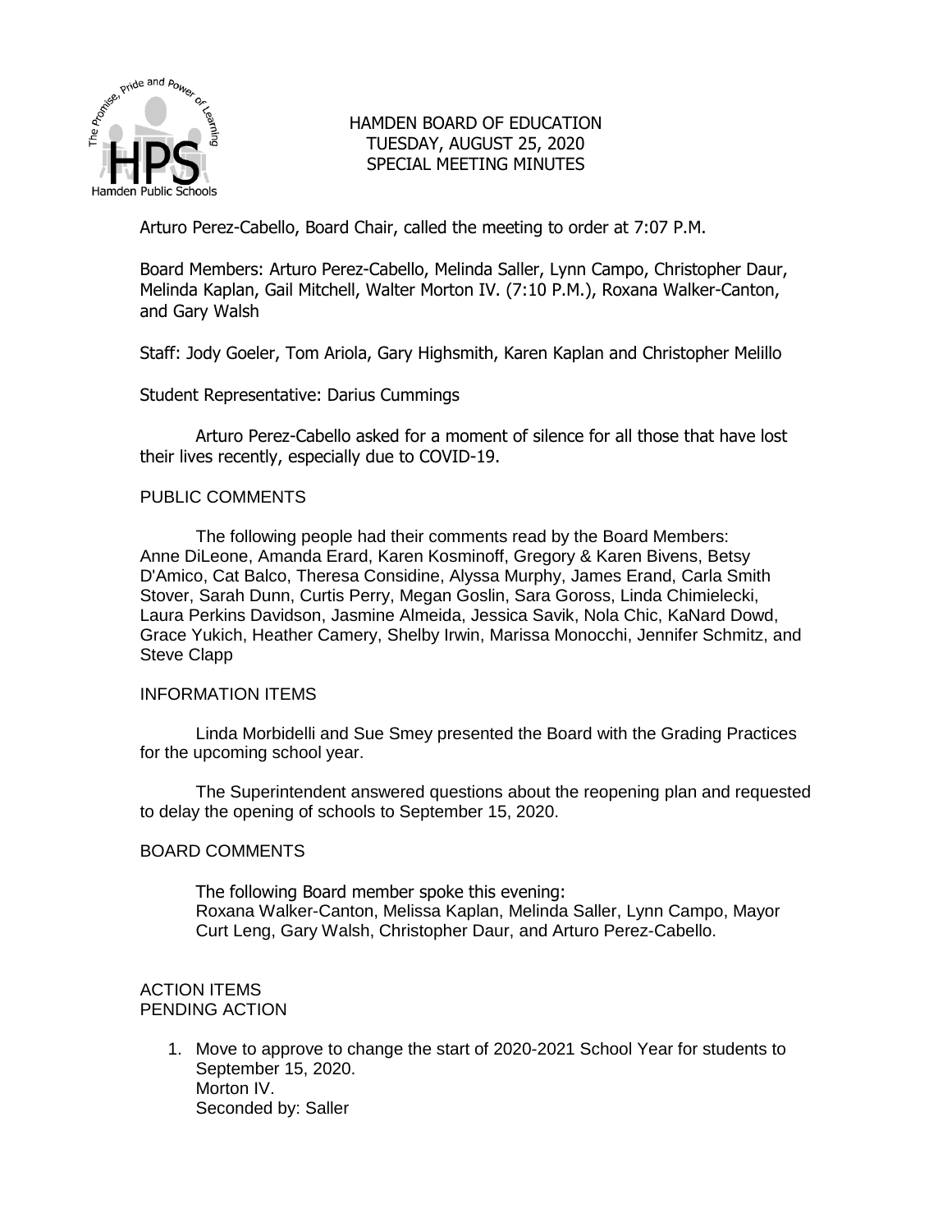# HAMDEN BOARD OF EDUCATION
## TUESDAY, AUGUST 25, 2020
## SPECIAL MEETING MINUTES

Arturo Perez-Cabello, Board Chair, called the meeting to order at 7:07 P.M.

Board Members: Arturo Perez-Cabello, Melinda Saller, Lynn Campo, Christopher Daur, Melinda Kaplan, Gail Mitchell, Walter Morton IV. (7:10 P.M.), Roxana Walker-Canton, and Gary Walsh

Staff: Jody Goeler, Tom Ariola, Gary Highsmith, Karen Kaplan and Christopher Melillo

Student Representative: Darius Cummings

Arturo Perez-Cabello asked for a moment of silence for all those that have lost their lives recently, especially due to COVID-19.

PUBLIC COMMENTS

The following people had their comments read by the Board Members: Anne DiLeone, Amanda Erard, Karen Kosminoff, Gregory & Karen Bivens, Betsy D'Amico, Cat Balco, Theresa Considine, Alyssa Murphy, James Erand, Carla Smith Stover, Sarah Dunn, Curtis Perry, Megan Goslin, Sara Goross, Linda Chimielecki, Laura Perkins Davidson, Jasmine Almeida, Jessica Savik, Nola Chic, KaNard Dowd, Grace Yukich, Heather Camery, Shelby Irwin, Marissa Monocchi, Jennifer Schmitz, and Steve Clapp

INFORMATION ITEMS

Linda Morbidelli and Sue Smey presented the Board with the Grading Practices for the upcoming school year.

The Superintendent answered questions about the reopening plan and requested to delay the opening of schools to September 15, 2020.

BOARD COMMENTS

The following Board member spoke this evening:
Roxana Walker-Canton, Melissa Kaplan, Melinda Saller, Lynn Campo, Mayor Curt Leng, Gary Walsh, Christopher Daur, and Arturo Perez-Cabello.

ACTION ITEMS
PENDING ACTION

1. Move to approve to change the start of 2020-2021 School Year for students to September 15, 2020.
   Morton IV.
   Seconded by: Saller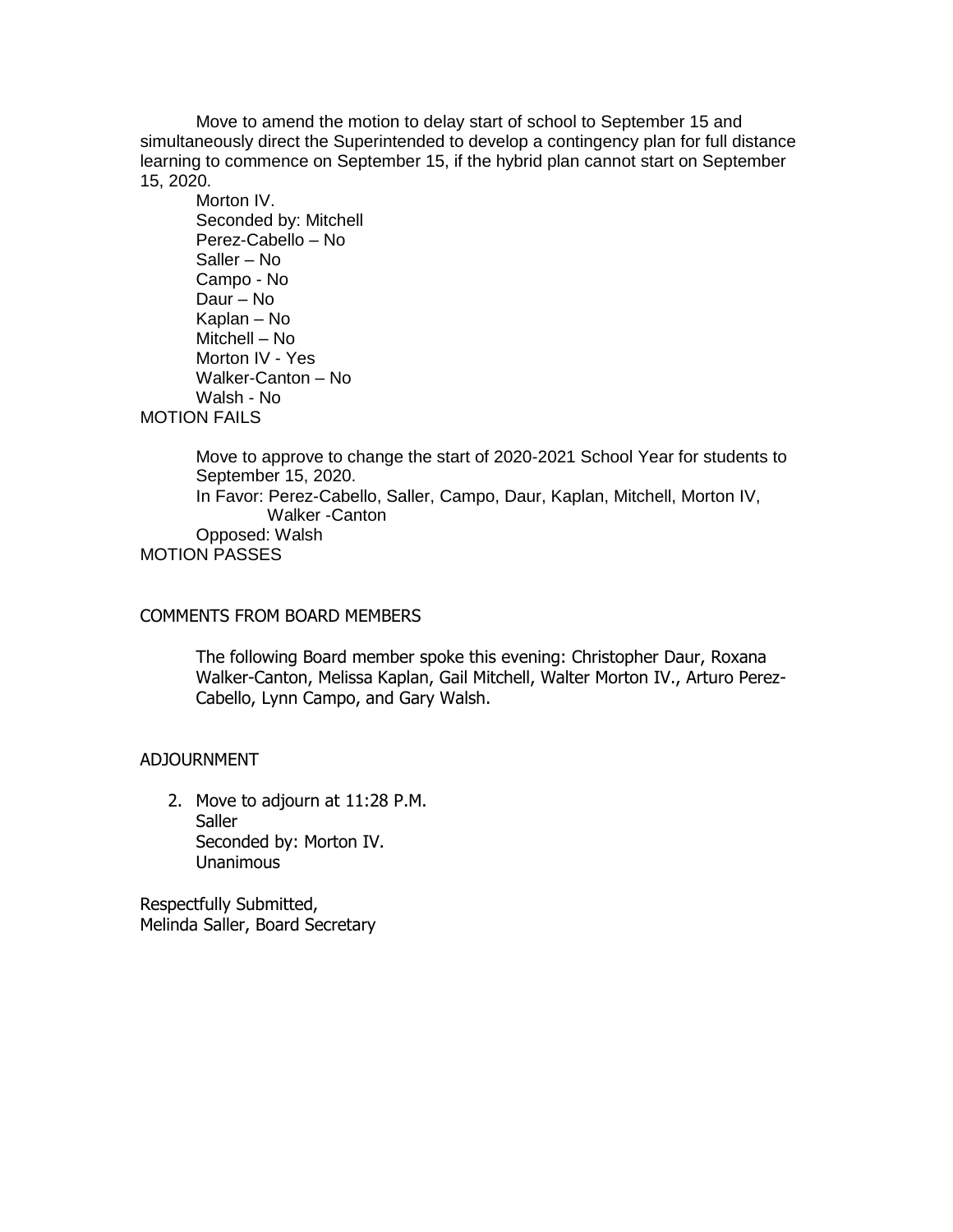Move to amend the motion to delay start of school to September 15 and simultaneously direct the Superintended to develop a contingency plan for full distance learning to commence on September 15, if the hybrid plan cannot start on September 15, 2020.

Morton IV.
Seconded by: Mitchell
Perez-Cabello – No
Saller – No
Campo - No
Daur – No
Kaplan – No
Mitchell – No
Morton IV - Yes
Walker-Canton – No
Walsh - No

MOTION FAILS

Move to approve to change the start of 2020-2021 School Year for students to September 15, 2020.
In Favor: Perez-Cabello, Saller, Campo, Daur, Kaplan, Mitchell, Morton IV, Walker -Canton
Opposed: Walsh

MOTION PASSES

COMMENTS FROM BOARD MEMBERS

The following Board member spoke this evening: Christopher Daur, Roxana Walker-Canton, Melissa Kaplan, Gail Mitchell, Walter Morton IV., Arturo Perez-Cabello, Lynn Campo, and Gary Walsh.

ADJOURNMENT

2. Move to adjourn at 11:28 P.M.
   Saller
   Seconded by: Morton IV.
   Unanimous

Respectfully Submitted,
Melinda Saller, Board Secretary